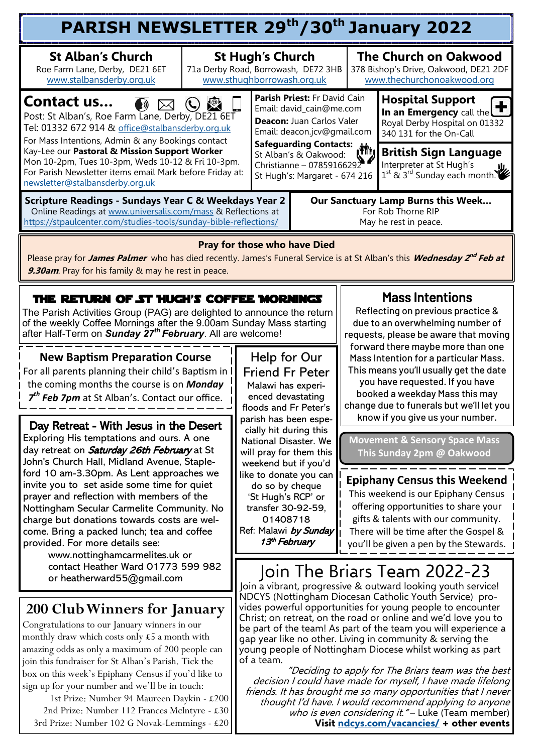# PARISH NEWSLETTER 29th/30th January 2022

| St Alban's Church | St Hugh's Church | The Church on Oakwood |
|---|---|---|
| Roe Farm Lane, Derby, DE21 6ET | 71a Derby Road, Borrowash, DE72 3HB | 378 Bishop's Drive, Oakwood, DE21 2DF |
| www.stalbansderby.org.uk | www.sthughborrowash.org.uk | www.thechurchonoakwood.org |

## Contact us...

Post: St Alban's, Roe Farm Lane, Derby, DE21 6ET
Tel: 01332 672 914 & office@stalbansderby.org.uk
For Mass Intentions, Admin & any Bookings contact Kay-Lee our **Pastoral & Mission Support Worker** Mon 10-2pm, Tues 10-3pm, Weds 10-12 & Fri 10-3pm.
For Parish Newsletter items email Mark before Friday at: newsletter@stalbansderby.org.uk

**Parish Priest:** Fr David Cain
Email: david_cain@me.com
**Deacon:** Juan Carlos Valer
Email: deacon.jcv@gmail.com
**Safeguarding Contacts:**
St Alban's & Oakwood: Christianne – 07859166292
St Hugh's: Margaret - 674 216

**Hospital Support**
**In an Emergency** call the Royal Derby Hospital on 01332 340 131 for the On-Call

**British Sign Language**
Interpreter at St Hugh's 1st & 3rd Sunday each month.

**Scripture Readings - Sundays Year C & Weekdays Year 2**
Online Readings at www.universalis.com/mass & Reflections at https://stpaulcenter.com/studies-tools/sunday-bible-reflections/

**Our Sanctuary Lamp Burns this Week...**
For Rob Thorne RIP
May he rest in peace.

**Pray for those who have Died**

Please pray for ***James Palmer*** who has died recently. James's Funeral Service is at St Alban's this ***Wednesday 2nd Feb at 9.30am***. Pray for his family & may he rest in peace.

## THE RETURN OF ST HUGH'S COFFEE MORNINGS

The Parish Activities Group (PAG) are delighted to announce the return of the weekly Coffee Mornings after the 9.00am Sunday Mass starting after Half-Term on ***Sunday 27th February***. All are welcome!

## New Baptism Preparation Course

For all parents planning their child's Baptism in the coming months the course is on ***Monday 7th Feb 7pm*** at St Alban's. Contact our office.

## Day Retreat - With Jesus in the Desert

Exploring His temptations and ours. A one day retreat on *Saturday 26th February* at St John's Church Hall, Midland Avenue, Stapleford 10 am-3.30pm. As Lent approaches we invite you to set aside some time for quiet prayer and reflection with members of the Nottingham Secular Carmelite Community. No charge but donations towards costs are welcome. Bring a packed lunch; tea and coffee provided. For more details see:
www.nottinghamcarmelites.uk or contact Heather Ward 01773 599 982 or heatherward55@gmail.com

## Help for Our Friend Fr Peter

Malawi has experienced devastating floods and Fr Peter's parish has been especially hit during this National Disaster. We will pray for them this weekend but if you'd like to donate you can do so by cheque 'St Hugh's RCP' or transfer 30-92-59, 01408718
Ref: Malawi ***by Sunday 13th February***

## Mass Intentions

Reflecting on previous practice & due to an overwhelming number of requests, please be aware that moving forward there maybe more than one Mass Intention for a particular Mass. This means you'll usually get the date you have requested. If you have booked a weekday Mass this may change due to funerals but we'll let you know if you give us your number.

**Movement & Sensory Space Mass**
**This Sunday 2pm @ Oakwood**

## Epiphany Census this Weekend

This weekend is our Epiphany Census offering opportunities to share your gifts & talents with our community. There will be time after the Gospel & you'll be given a pen by the Stewards.

## 200 Club Winners for January

Congratulations to our January winners in our monthly draw which costs only £5 a month with amazing odds as only a maximum of 200 people can join this fundraiser for St Alban's Parish. Tick the box on this week's Epiphany Census if you'd like to sign up for your number and we'll be in touch:

1st Prize: Number 94 Maureen Daykin - £200
2nd Prize: Number 112 Frances McIntyre - £30
3rd Prize: Number 102 G Novak-Lemmings - £20

## Join The Briars Team 2022-23

Join a vibrant, progressive & outward looking youth service! NDCYS (Nottingham Diocesan Catholic Youth Service) provides powerful opportunities for young people to encounter Christ; on retreat, on the road or online and we'd love you to be part of the team! As part of the team you will experience a gap year like no other. Living in community & serving the young people of Nottingham Diocese whilst working as part of a team.

*"Deciding to apply for The Briars team was the best decision I could have made for myself, I have made lifelong friends. It has brought me so many opportunities that I never thought I'd have. I would recommend applying to anyone who is even considering it."* – Luke (Team member)

**Visit ndcys.com/vacancies/ + other events**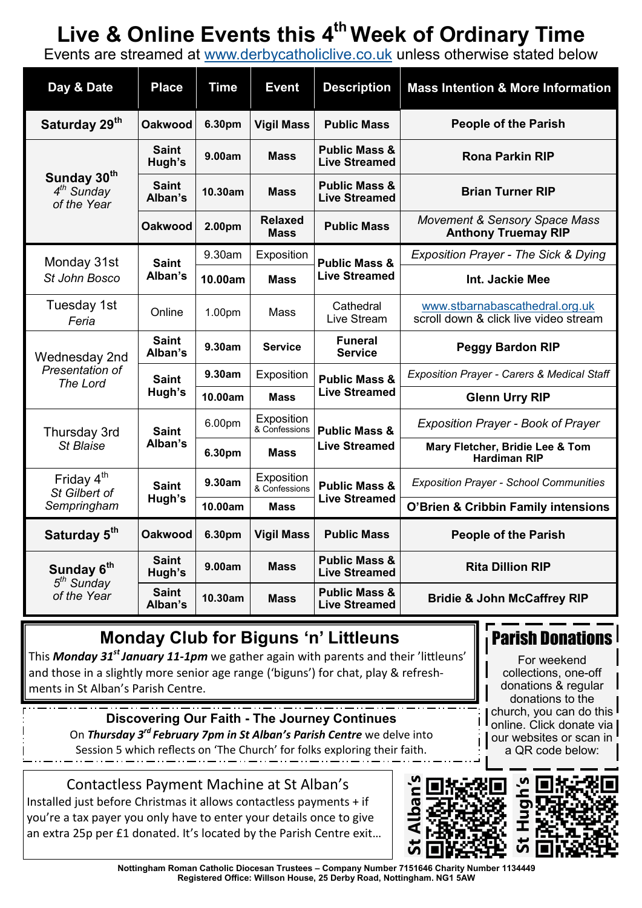# Live & Online Events this 4th Week of Ordinary Time

Events are streamed at www.derbycatholiclive.co.uk unless otherwise stated below

| Day & Date | Place | Time | Event | Description | Mass Intention & More Information |
|---|---|---|---|---|---|
| **Saturday 29th** | **Oakwood** | **6.30pm** | **Vigil Mass** | **Public Mass** | **People of the Parish** |
| **Sunday 30th** *4th Sunday of the Year* | **Saint Hugh's** | **9.00am** | **Mass** | **Public Mass & Live Streamed** | **Rona Parkin RIP** |
| | **Saint Alban's** | **10.30am** | **Mass** | **Public Mass & Live Streamed** | **Brian Turner RIP** |
| | **Oakwood** | **2.00pm** | **Relaxed Mass** | **Public Mass** | *Movement & Sensory Space Mass* **Anthony Truemay RIP** |
| Monday 31st *St John Bosco* | **Saint Alban's** | 9.30am | Exposition | **Public Mass & Live Streamed** | *Exposition Prayer - The Sick & Dying* |
| | | **10.00am** | **Mass** | | **Int. Jackie Mee** |
| Tuesday 1st *Feria* | Online | 1.00pm | Mass | Cathedral Live Stream | www.stbarnabascathedral.org.uk scroll down & click live video stream |
| Wednesday 2nd *Presentation of The Lord* | **Saint Alban's** | **9.30am** | **Service** | **Funeral Service** | **Peggy Bardon RIP** |
| | **Saint Hugh's** | **9.30am** | Exposition | **Public Mass & Live Streamed** | *Exposition Prayer - Carers & Medical Staff* |
| | | **10.00am** | **Mass** | | **Glenn Urry RIP** |
| Thursday 3rd *St Blaise* | **Saint Alban's** | 6.00pm | Exposition & Confessions | **Public Mass & Live Streamed** | *Exposition Prayer - Book of Prayer* |
| | | **6.30pm** | **Mass** | | **Mary Fletcher, Bridie Lee & Tom Hardiman RIP** |
| Friday 4th *St Gilbert of Sempringham* | **Saint Hugh's** | **9.30am** | Exposition & Confessions | **Public Mass & Live Streamed** | *Exposition Prayer - School Communities* |
| | | **10.00am** | **Mass** | | **O'Brien & Cribbin Family intensions** |
| **Saturday 5th** | **Oakwood** | **6.30pm** | **Vigil Mass** | **Public Mass** | **People of the Parish** |
| **Sunday 6th** *5th Sunday of the Year* | **Saint Hugh's** | **9.00am** | **Mass** | **Public Mass & Live Streamed** | **Rita Dillion RIP** |
| | **Saint Alban's** | **10.30am** | **Mass** | **Public Mass & Live Streamed** | **Bridie & John McCaffrey RIP** |

## Monday Club for Biguns 'n' Littleuns

This ***Monday 31st January 11-1pm*** we gather again with parents and their 'littleuns' and those in a slightly more senior age range ('biguns') for chat, play & refreshments in St Alban's Parish Centre.

### Discovering Our Faith - The Journey Continues

On ***Thursday 3rd February 7pm in St Alban's Parish Centre*** we delve into Session 5 which reflects on 'The Church' for folks exploring their faith.

### Contactless Payment Machine at St Alban's

Installed just before Christmas it allows contactless payments + if you're a tax payer you only have to enter your details once to give an extra 25p per £1 donated. It's located by the Parish Centre exit…

## Parish Donations

For weekend collections, one-off donations & regular donations to the church, you can do this online. Click donate via our websites or scan in a QR code below:

St Alban's

St Hugh's

Nottingham Roman Catholic Diocesan Trustees – Company Number 7151646 Charity Number 1134449
Registered Office: Willson House, 25 Derby Road, Nottingham. NG1 5AW